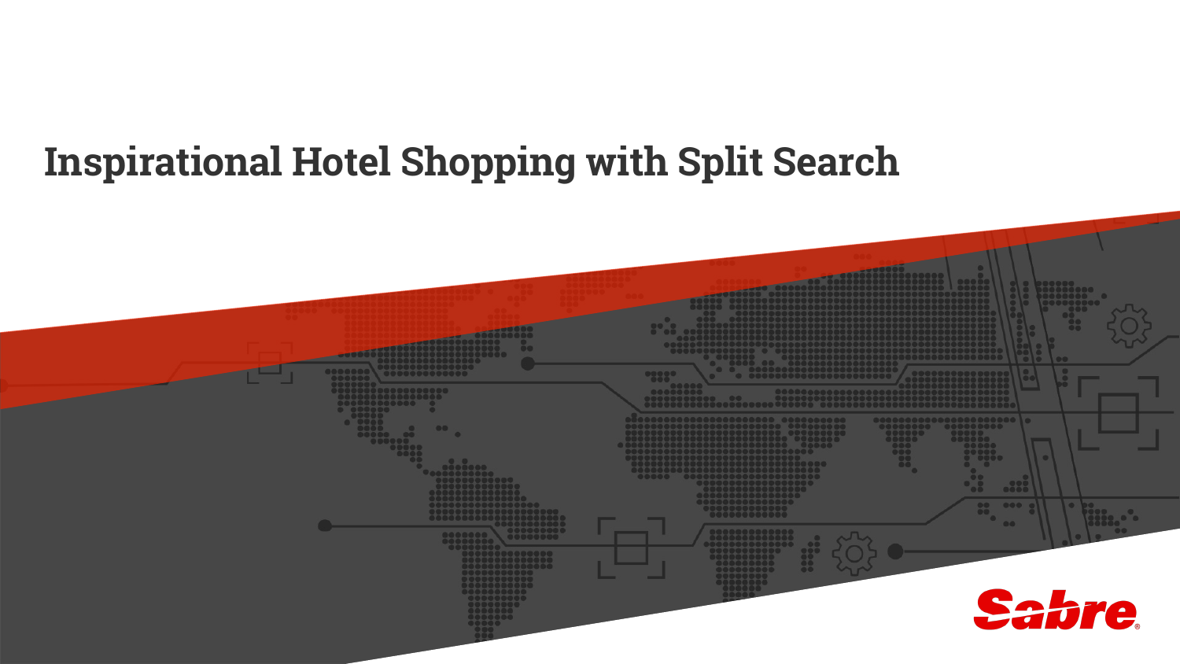# Inspirational Hotel Shopping with Split Search

Sabre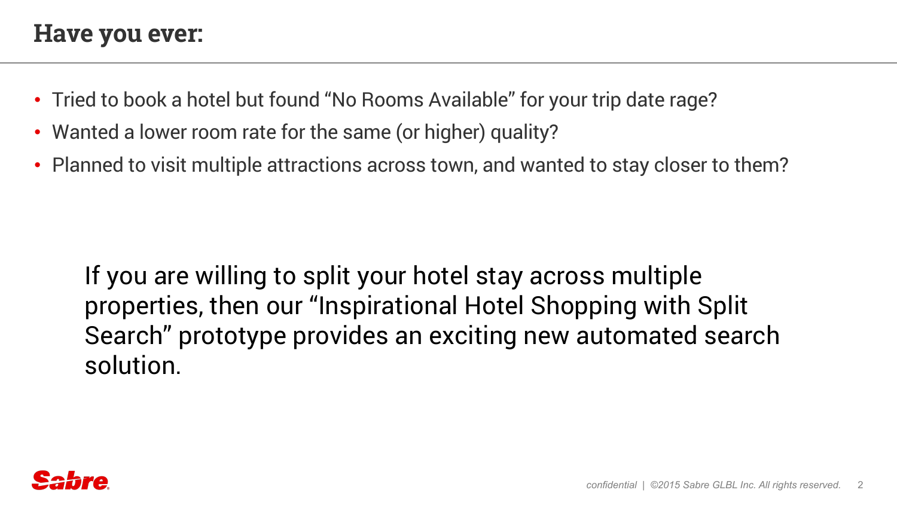## Have you ever:

- Tried to book a hotel but found “No Rooms Available” for your trip date rage?
- Wanted a lower room rate for the same (or higher) quality?
- Planned to visit multiple attractions across town, and wanted to stay closer to them?

If you are willing to split your hotel stay across multiple properties, then our “Inspirational Hotel Shopping with Split Search” prototype provides an exciting new automated search solution.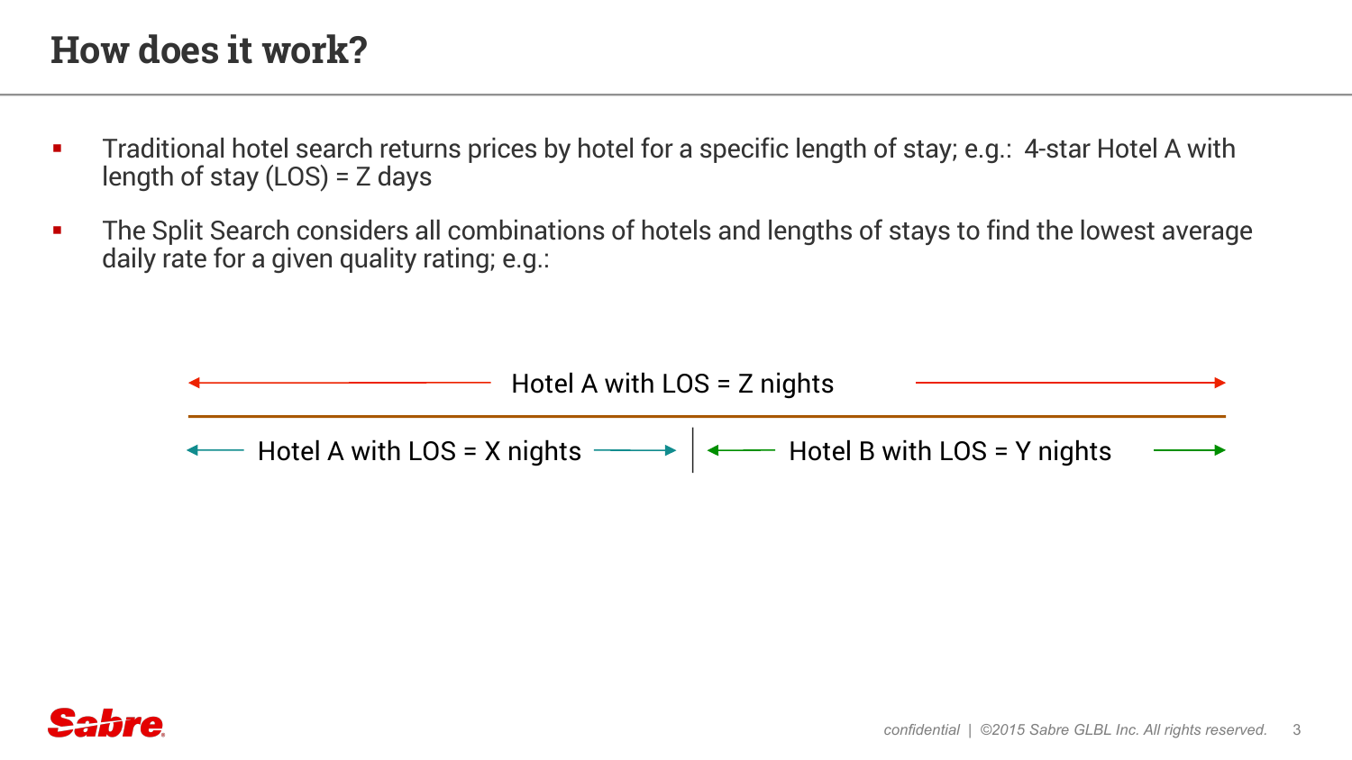# How does it work?

- Traditional hotel search returns prices by hotel for a specific length of stay; e.g.: 4-star Hotel A with length of stay (LOS) = Z days
- The Split Search considers all combinations of hotels and lengths of stays to find the lowest average daily rate for a given quality rating; e.g.:

← Hotel A with LOS = Z nights →

← Hotel A with LOS = X nights → | ← Hotel B with LOS = Y nights →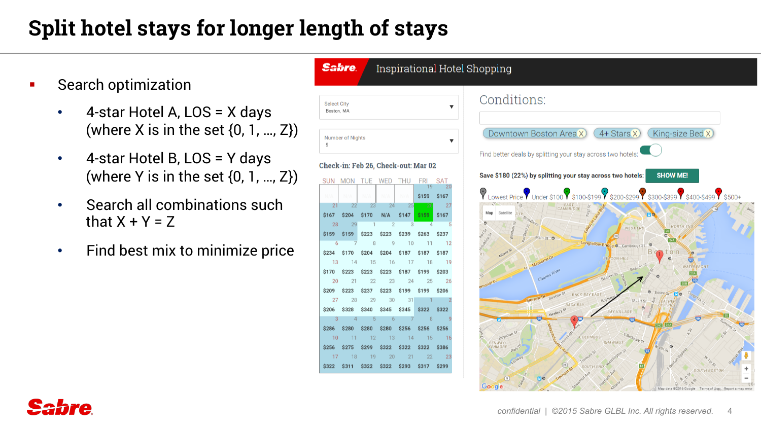# Split hotel stays for longer length of stays

- Search optimization
  - 4-star Hotel A, LOS = X days (where X is in the set {0, 1, …, Z})
  - 4-star Hotel B, LOS = Y days (where Y is in the set {0, 1, …, Z})
  - Search all combinations such that X + Y = Z
  - Find best mix to minimize price

**Sabre** Inspirational Hotel Shopping

Select City
Boston, MA

Number of Nights
5

Check-in: Feb 26, Check-out: Mar 02

Conditions:

Downtown Boston Area X | 4+ Stars X | King-size Bed X

Find better deals by splitting your stay across two hotels:

Save $180 (22%) by splitting your stay across two hotels: **SHOW ME!**

Lowest Price | Under $100 | $100-$199 | $200-$299 | $300-$399 | $400-$499 | $500+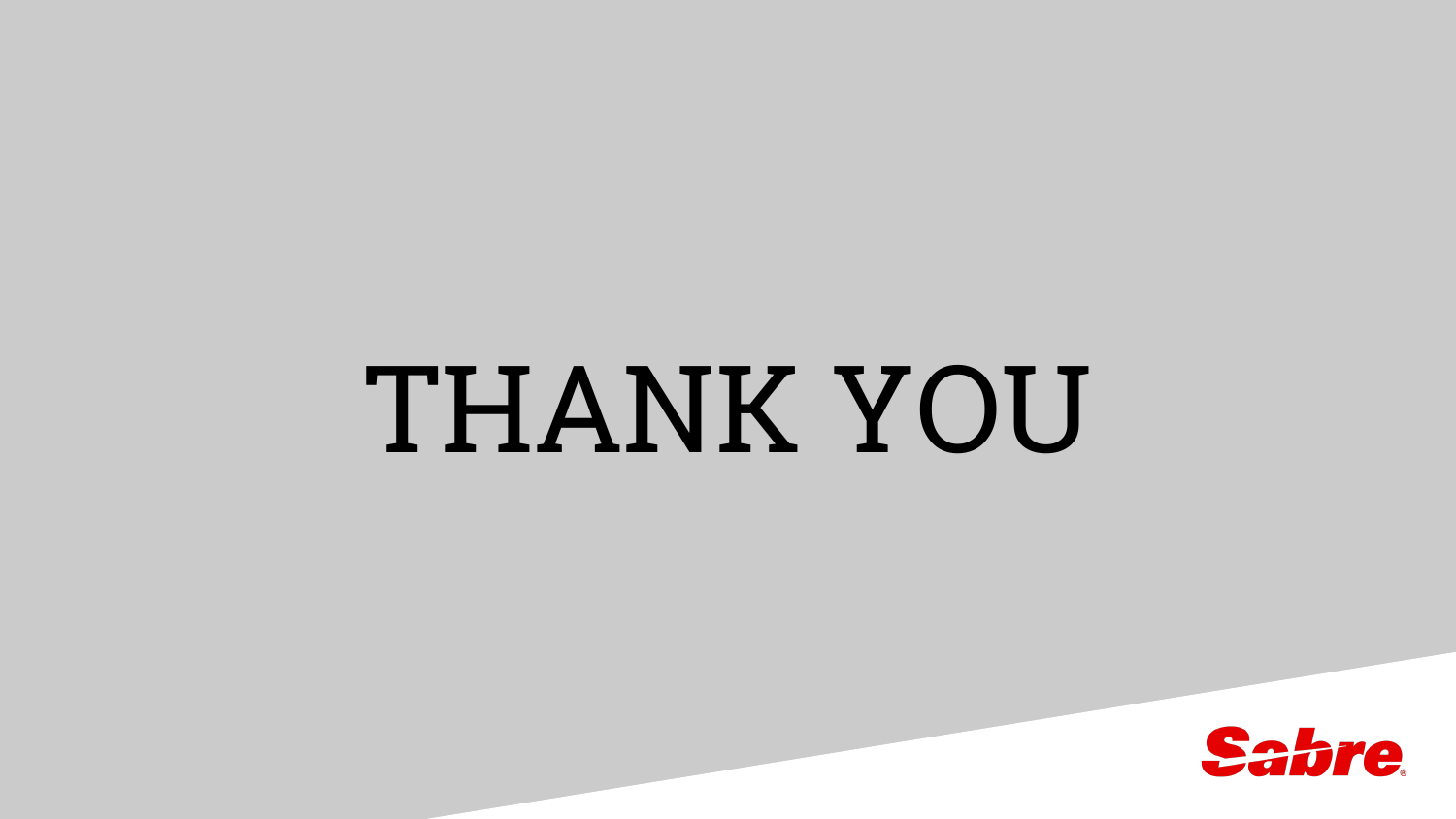# THANK YOU

Sabre